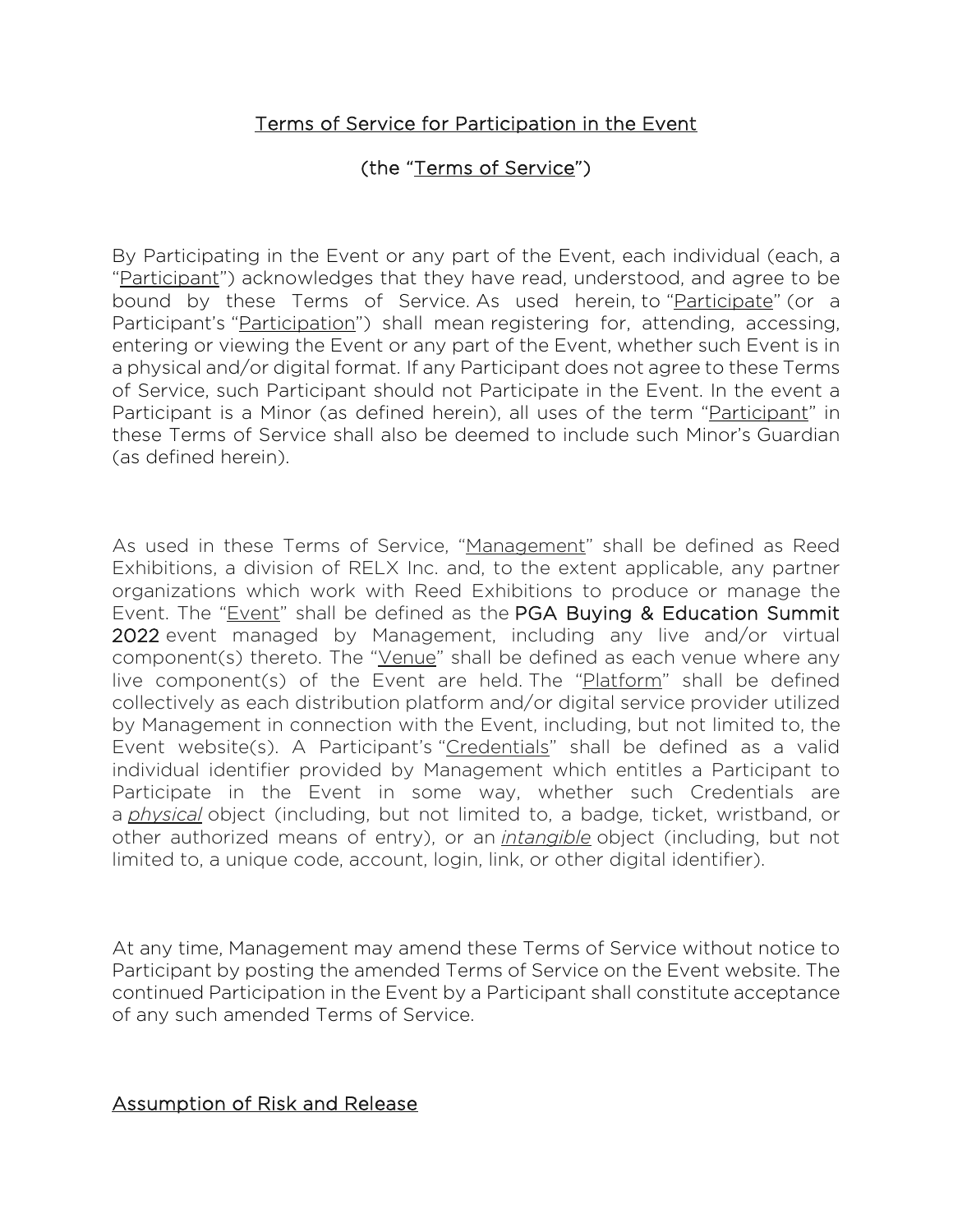# Terms of Service for Participation in the Event

## (the "Terms of Service")

By Participating in the Event or any part of the Event, each individual (each, a "Participant") acknowledges that they have read, understood, and agree to be bound by these Terms of Service. As used herein, to "Participate" (or a Participant's "Participation") shall mean registering for, attending, accessing, entering or viewing the Event or any part of the Event, whether such Event is in a physical and/or digital format. If any Participant does not agree to these Terms of Service, such Participant should not Participate in the Event. In the event a Participant is a Minor (as defined herein), all uses of the term "Participant" in these Terms of Service shall also be deemed to include such Minor's Guardian (as defined herein).

As used in these Terms of Service, "Management" shall be defined as Reed Exhibitions, a division of RELX Inc. and, to the extent applicable, any partner organizations which work with Reed Exhibitions to produce or manage the Event. The "Event" shall be defined as the PGA Buying & Education Summit 2022 event managed by Management, including any live and/or virtual component(s) thereto. The "Venue" shall be defined as each venue where any live component(s) of the Event are held. The "Platform" shall be defined collectively as each distribution platform and/or digital service provider utilized by Management in connection with the Event, including, but not limited to, the Event website(s). A Participant's "Credentials" shall be defined as a valid individual identifier provided by Management which entitles a Participant to Participate in the Event in some way, whether such Credentials are a *physical* object (including, but not limited to, a badge, ticket, wristband, or other authorized means of entry), or an *intangible* object (including, but not limited to, a unique code, account, login, link, or other digital identifier).

At any time, Management may amend these Terms of Service without notice to Participant by posting the amended Terms of Service on the Event website. The continued Participation in the Event by a Participant shall constitute acceptance of any such amended Terms of Service.

## Assumption of Risk and Release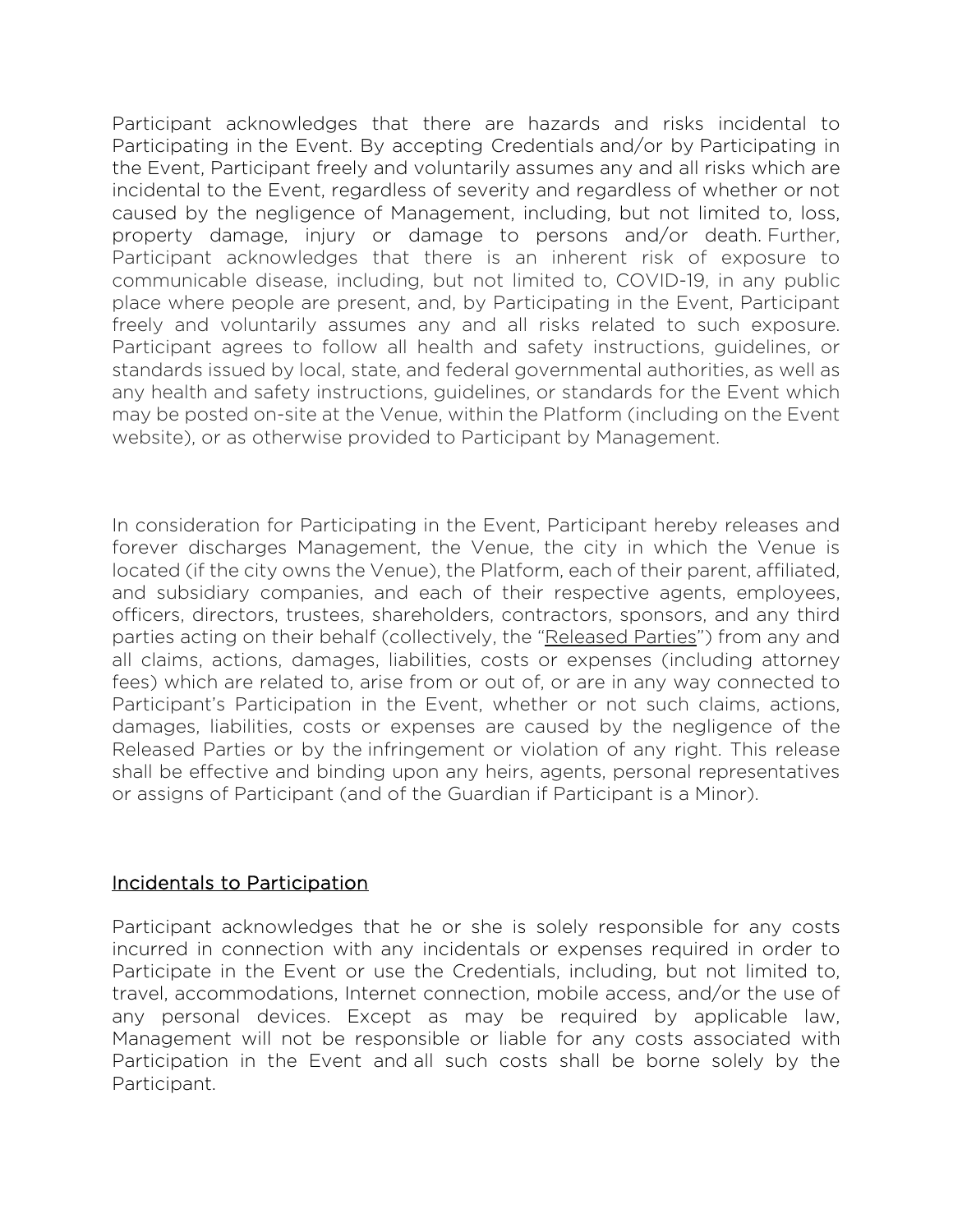Participant acknowledges that there are hazards and risks incidental to Participating in the Event. By accepting Credentials and/or by Participating in the Event, Participant freely and voluntarily assumes any and all risks which are incidental to the Event, regardless of severity and regardless of whether or not caused by the negligence of Management, including, but not limited to, loss, property damage, injury or damage to persons and/or death. Further, Participant acknowledges that there is an inherent risk of exposure to communicable disease, including, but not limited to, COVID-19, in any public place where people are present, and, by Participating in the Event, Participant freely and voluntarily assumes any and all risks related to such exposure. Participant agrees to follow all health and safety instructions, guidelines, or standards issued by local, state, and federal governmental authorities, as well as any health and safety instructions, guidelines, or standards for the Event which may be posted on-site at the Venue, within the Platform (including on the Event website), or as otherwise provided to Participant by Management.

In consideration for Participating in the Event, Participant hereby releases and forever discharges Management, the Venue, the city in which the Venue is located (if the city owns the Venue), the Platform, each of their parent, affiliated, and subsidiary companies, and each of their respective agents, employees, officers, directors, trustees, shareholders, contractors, sponsors, and any third parties acting on their behalf (collectively, the "Released Parties") from any and all claims, actions, damages, liabilities, costs or expenses (including attorney fees) which are related to, arise from or out of, or are in any way connected to Participant's Participation in the Event, whether or not such claims, actions, damages, liabilities, costs or expenses are caused by the negligence of the Released Parties or by the infringement or violation of any right. This release shall be effective and binding upon any heirs, agents, personal representatives or assigns of Participant (and of the Guardian if Participant is a Minor).

## Incidentals to Participation

Participant acknowledges that he or she is solely responsible for any costs incurred in connection with any incidentals or expenses required in order to Participate in the Event or use the Credentials, including, but not limited to, travel, accommodations, Internet connection, mobile access, and/or the use of any personal devices. Except as may be required by applicable law, Management will not be responsible or liable for any costs associated with Participation in the Event and all such costs shall be borne solely by the Participant.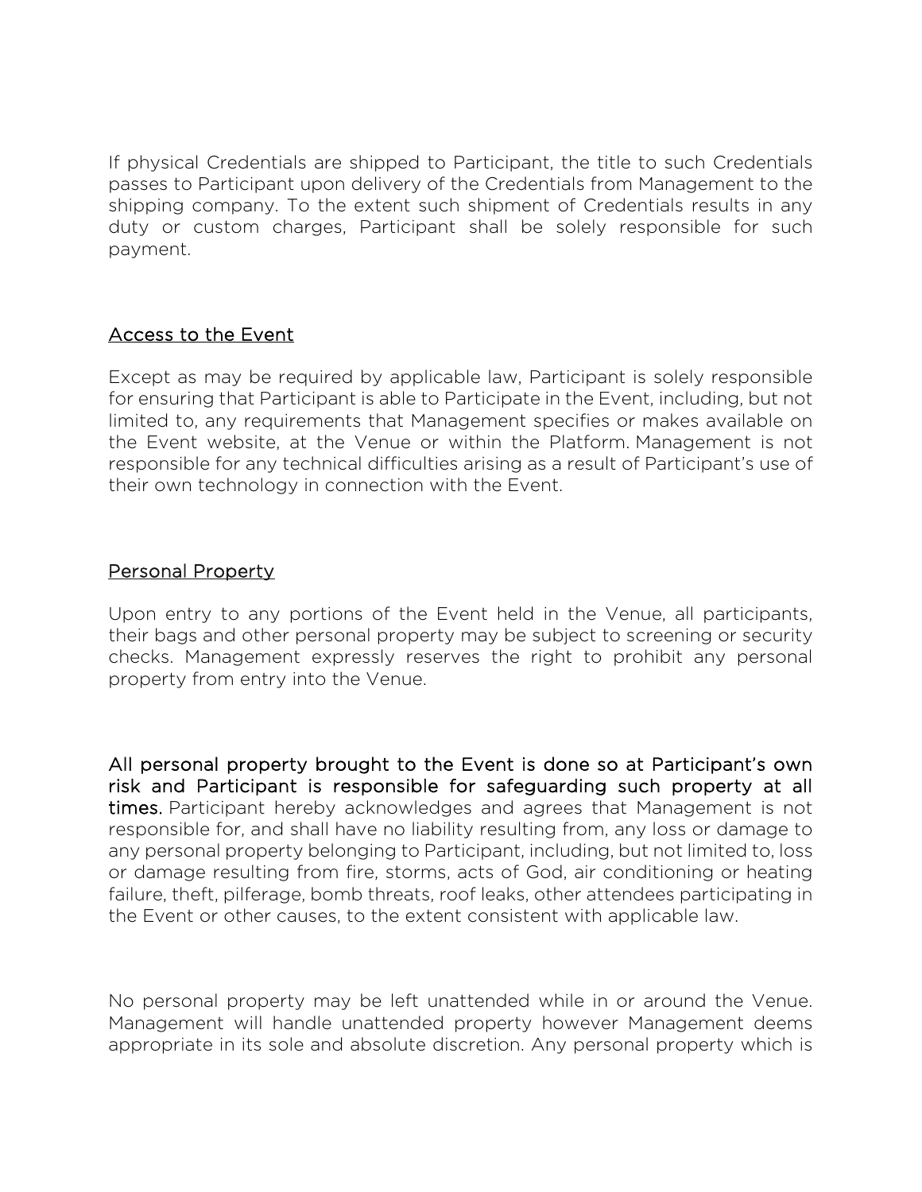If physical Credentials are shipped to Participant, the title to such Credentials passes to Participant upon delivery of the Credentials from Management to the shipping company. To the extent such shipment of Credentials results in any duty or custom charges, Participant shall be solely responsible for such payment.

## Access to the Event

Except as may be required by applicable law, Participant is solely responsible for ensuring that Participant is able to Participate in the Event, including, but not limited to, any requirements that Management specifies or makes available on the Event website, at the Venue or within the Platform. Management is not responsible for any technical difficulties arising as a result of Participant's use of their own technology in connection with the Event.

## Personal Property

Upon entry to any portions of the Event held in the Venue, all participants, their bags and other personal property may be subject to screening or security checks. Management expressly reserves the right to prohibit any personal property from entry into the Venue.

**All personal property brought to the Event is done so at Participant's own risk and Participant is responsible for safeguarding such property at all times.** Participant hereby acknowledges and agrees that Management is not responsible for, and shall have no liability resulting from, any loss or damage to any personal property belonging to Participant, including, but not limited to, loss or damage resulting from fire, storms, acts of God, air conditioning or heating failure, theft, pilferage, bomb threats, roof leaks, other attendees participating in the Event or other causes, to the extent consistent with applicable law.

No personal property may be left unattended while in or around the Venue. Management will handle unattended property however Management deems appropriate in its sole and absolute discretion. Any personal property which is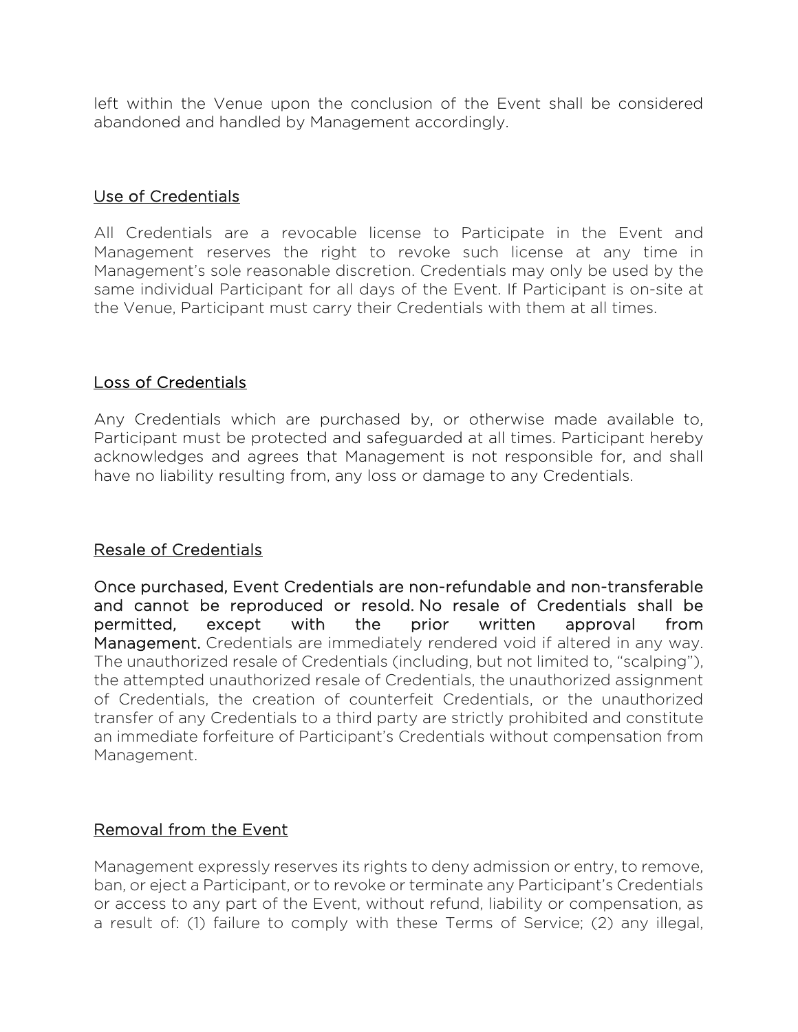left within the Venue upon the conclusion of the Event shall be considered abandoned and handled by Management accordingly.

## Use of Credentials

All Credentials are a revocable license to Participate in the Event and Management reserves the right to revoke such license at any time in Management's sole reasonable discretion. Credentials may only be used by the same individual Participant for all days of the Event. If Participant is on-site at the Venue, Participant must carry their Credentials with them at all times.

## Loss of Credentials

Any Credentials which are purchased by, or otherwise made available to, Participant must be protected and safeguarded at all times. Participant hereby acknowledges and agrees that Management is not responsible for, and shall have no liability resulting from, any loss or damage to any Credentials.

## Resale of Credentials

**Once purchased, Event Credentials are non-refundable and non-transferable and cannot be reproduced or resold. No resale of Credentials shall be permitted, except with the prior written approval from Management.** Credentials are immediately rendered void if altered in any way. The unauthorized resale of Credentials (including, but not limited to, "scalping"), the attempted unauthorized resale of Credentials, the unauthorized assignment of Credentials, the creation of counterfeit Credentials, or the unauthorized transfer of any Credentials to a third party are strictly prohibited and constitute an immediate forfeiture of Participant's Credentials without compensation from Management.

## Removal from the Event

Management expressly reserves its rights to deny admission or entry, to remove, ban, or eject a Participant, or to revoke or terminate any Participant's Credentials or access to any part of the Event, without refund, liability or compensation, as a result of: (1) failure to comply with these Terms of Service; (2) any illegal,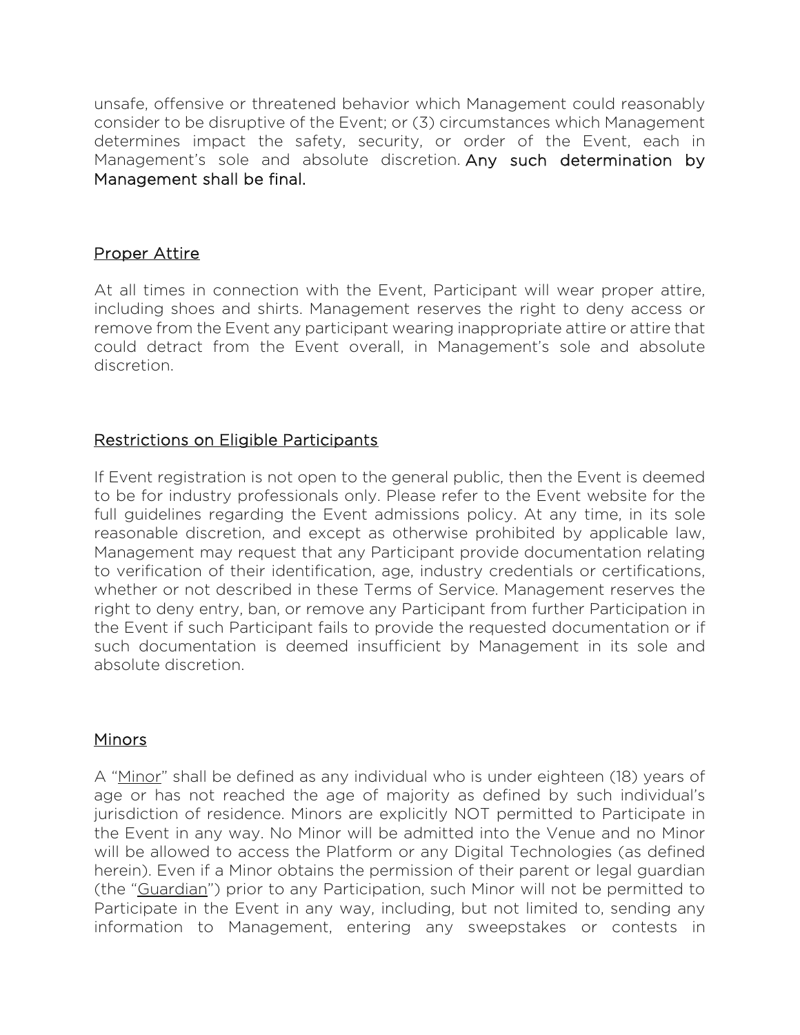unsafe, offensive or threatened behavior which Management could reasonably consider to be disruptive of the Event; or (3) circumstances which Management determines impact the safety, security, or order of the Event, each in Management's sole and absolute discretion. Any such determination by Management shall be final.

## Proper Attire

At all times in connection with the Event, Participant will wear proper attire, including shoes and shirts. Management reserves the right to deny access or remove from the Event any participant wearing inappropriate attire or attire that could detract from the Event overall, in Management's sole and absolute discretion.

## Restrictions on Eligible Participants

If Event registration is not open to the general public, then the Event is deemed to be for industry professionals only. Please refer to the Event website for the full guidelines regarding the Event admissions policy. At any time, in its sole reasonable discretion, and except as otherwise prohibited by applicable law, Management may request that any Participant provide documentation relating to verification of their identification, age, industry credentials or certifications, whether or not described in these Terms of Service. Management reserves the right to deny entry, ban, or remove any Participant from further Participation in the Event if such Participant fails to provide the requested documentation or if such documentation is deemed insufficient by Management in its sole and absolute discretion.

## Minors

A "Minor" shall be defined as any individual who is under eighteen (18) years of age or has not reached the age of majority as defined by such individual's jurisdiction of residence. Minors are explicitly NOT permitted to Participate in the Event in any way. No Minor will be admitted into the Venue and no Minor will be allowed to access the Platform or any Digital Technologies (as defined herein). Even if a Minor obtains the permission of their parent or legal guardian (the "Guardian") prior to any Participation, such Minor will not be permitted to Participate in the Event in any way, including, but not limited to, sending any information to Management, entering any sweepstakes or contests in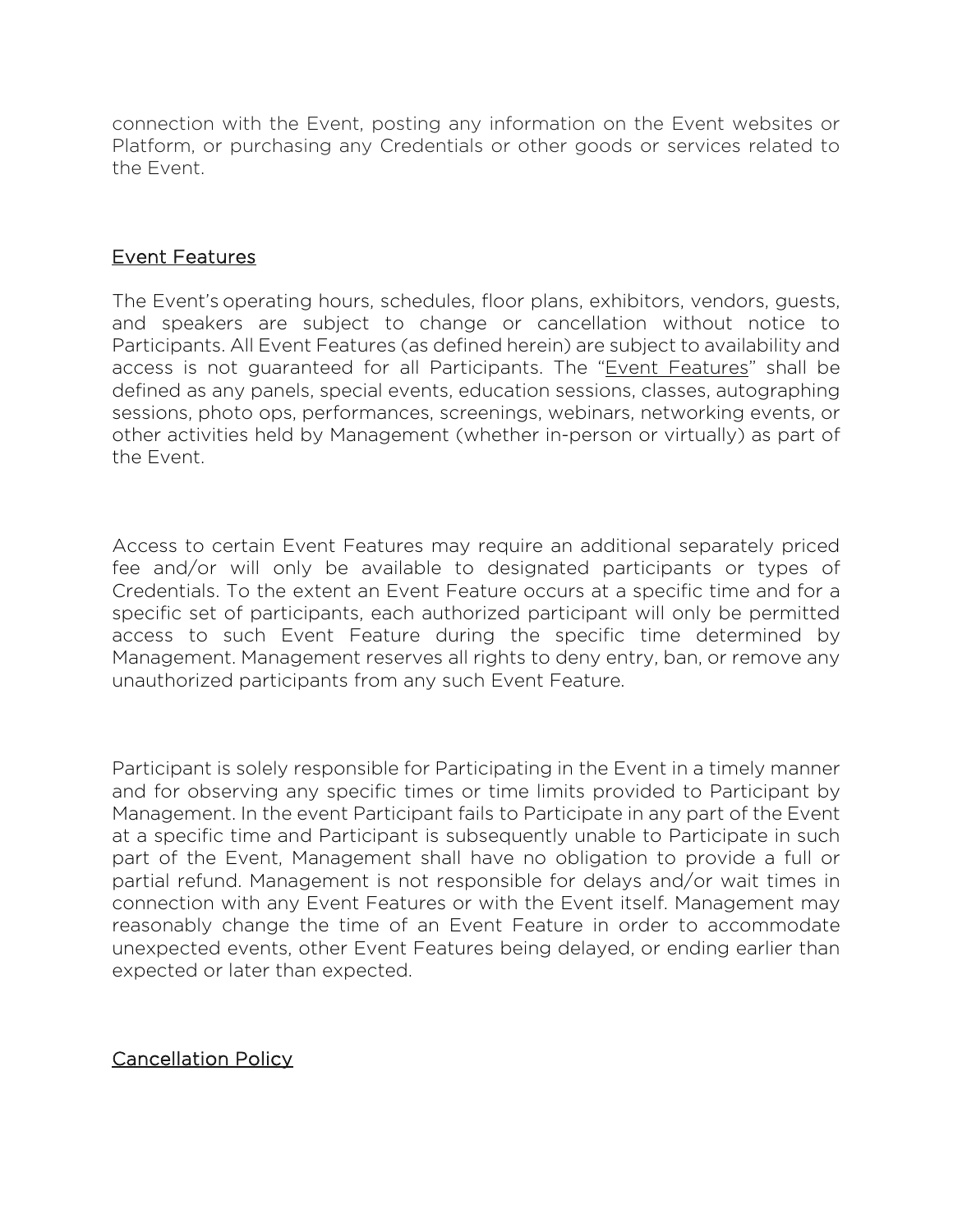connection with the Event, posting any information on the Event websites or Platform, or purchasing any Credentials or other goods or services related to the Event.

## Event Features

The Event's operating hours, schedules, floor plans, exhibitors, vendors, guests, and speakers are subject to change or cancellation without notice to Participants. All Event Features (as defined herein) are subject to availability and access is not guaranteed for all Participants. The "Event Features" shall be defined as any panels, special events, education sessions, classes, autographing sessions, photo ops, performances, screenings, webinars, networking events, or other activities held by Management (whether in-person or virtually) as part of the Event.

Access to certain Event Features may require an additional separately priced fee and/or will only be available to designated participants or types of Credentials. To the extent an Event Feature occurs at a specific time and for a specific set of participants, each authorized participant will only be permitted access to such Event Feature during the specific time determined by Management. Management reserves all rights to deny entry, ban, or remove any unauthorized participants from any such Event Feature.

Participant is solely responsible for Participating in the Event in a timely manner and for observing any specific times or time limits provided to Participant by Management. In the event Participant fails to Participate in any part of the Event at a specific time and Participant is subsequently unable to Participate in such part of the Event, Management shall have no obligation to provide a full or partial refund. Management is not responsible for delays and/or wait times in connection with any Event Features or with the Event itself. Management may reasonably change the time of an Event Feature in order to accommodate unexpected events, other Event Features being delayed, or ending earlier than expected or later than expected.

## Cancellation Policy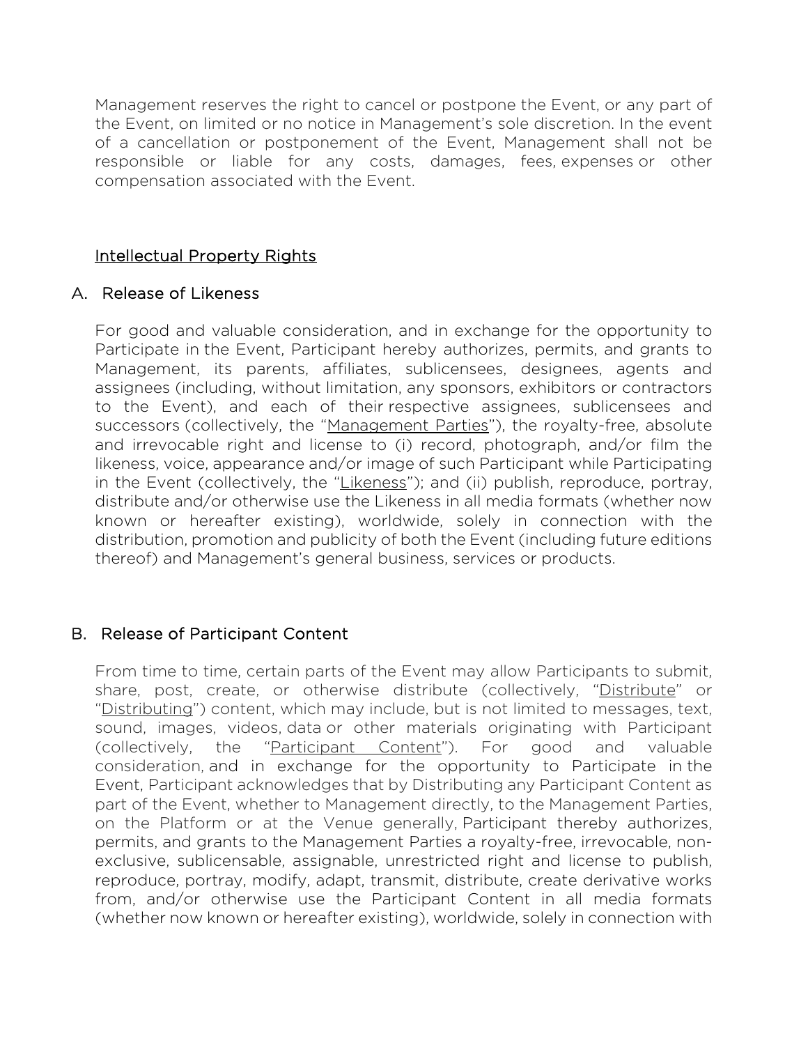Management reserves the right to cancel or postpone the Event, or any part of the Event, on limited or no notice in Management's sole discretion. In the event of a cancellation or postponement of the Event, Management shall not be responsible or liable for any costs, damages, fees, expenses or other compensation associated with the Event.

## Intellectual Property Rights

### A. Release of Likeness

For good and valuable consideration, and in exchange for the opportunity to Participate in the Event, Participant hereby authorizes, permits, and grants to Management, its parents, affiliates, sublicensees, designees, agents and assignees (including, without limitation, any sponsors, exhibitors or contractors to the Event), and each of their respective assignees, sublicensees and successors (collectively, the "Management Parties"), the royalty-free, absolute and irrevocable right and license to (i) record, photograph, and/or film the likeness, voice, appearance and/or image of such Participant while Participating in the Event (collectively, the "Likeness"); and (ii) publish, reproduce, portray, distribute and/or otherwise use the Likeness in all media formats (whether now known or hereafter existing), worldwide, solely in connection with the distribution, promotion and publicity of both the Event (including future editions thereof) and Management's general business, services or products.

### B. Release of Participant Content

From time to time, certain parts of the Event may allow Participants to submit, share, post, create, or otherwise distribute (collectively, "Distribute" or "Distributing") content, which may include, but is not limited to messages, text, sound, images, videos, data or other materials originating with Participant (collectively, the "Participant Content"). For good and valuable consideration, and in exchange for the opportunity to Participate in the Event, Participant acknowledges that by Distributing any Participant Content as part of the Event, whether to Management directly, to the Management Parties, on the Platform or at the Venue generally, Participant thereby authorizes, permits, and grants to the Management Parties a royalty-free, irrevocable, non-exclusive, sublicensable, assignable, unrestricted right and license to publish, reproduce, portray, modify, adapt, transmit, distribute, create derivative works from, and/or otherwise use the Participant Content in all media formats (whether now known or hereafter existing), worldwide, solely in connection with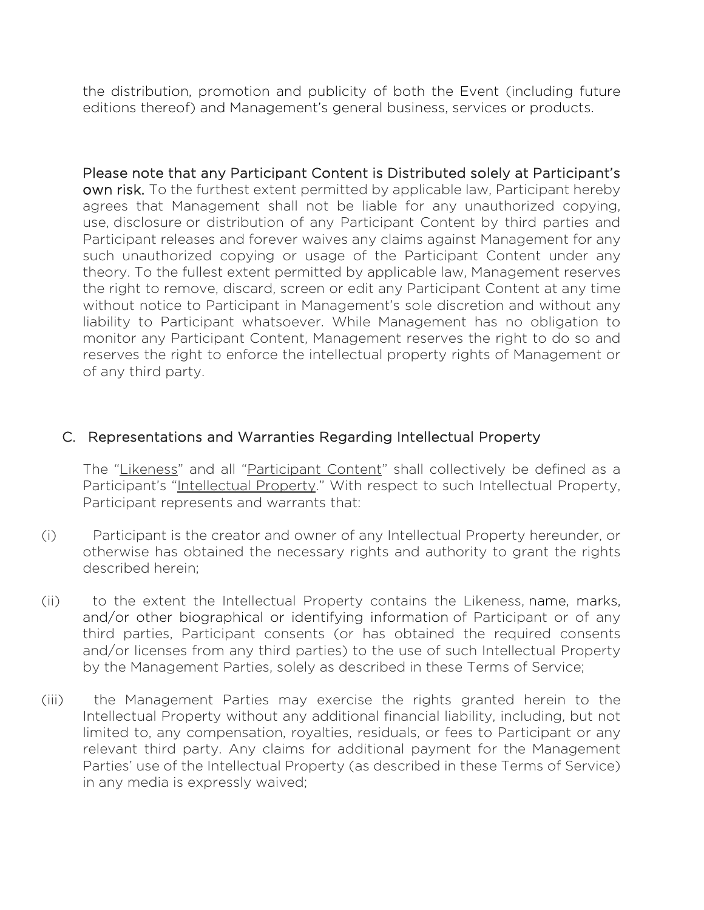the distribution, promotion and publicity of both the Event (including future editions thereof) and Management's general business, services or products.

**Please note that any Participant Content is Distributed solely at Participant's own risk.** To the furthest extent permitted by applicable law, Participant hereby agrees that Management shall not be liable for any unauthorized copying, use, disclosure or distribution of any Participant Content by third parties and Participant releases and forever waives any claims against Management for any such unauthorized copying or usage of the Participant Content under any theory. To the fullest extent permitted by applicable law, Management reserves the right to remove, discard, screen or edit any Participant Content at any time without notice to Participant in Management's sole discretion and without any liability to Participant whatsoever. While Management has no obligation to monitor any Participant Content, Management reserves the right to do so and reserves the right to enforce the intellectual property rights of Management or of any third party.

## C. Representations and Warranties Regarding Intellectual Property

The "Likeness" and all "Participant Content" shall collectively be defined as a Participant's "Intellectual Property." With respect to such Intellectual Property, Participant represents and warrants that:

(i) Participant is the creator and owner of any Intellectual Property hereunder, or otherwise has obtained the necessary rights and authority to grant the rights described herein;

(ii) to the extent the Intellectual Property contains the Likeness, name, marks, and/or other biographical or identifying information of Participant or of any third parties, Participant consents (or has obtained the required consents and/or licenses from any third parties) to the use of such Intellectual Property by the Management Parties, solely as described in these Terms of Service;

(iii) the Management Parties may exercise the rights granted herein to the Intellectual Property without any additional financial liability, including, but not limited to, any compensation, royalties, residuals, or fees to Participant or any relevant third party. Any claims for additional payment for the Management Parties' use of the Intellectual Property (as described in these Terms of Service) in any media is expressly waived;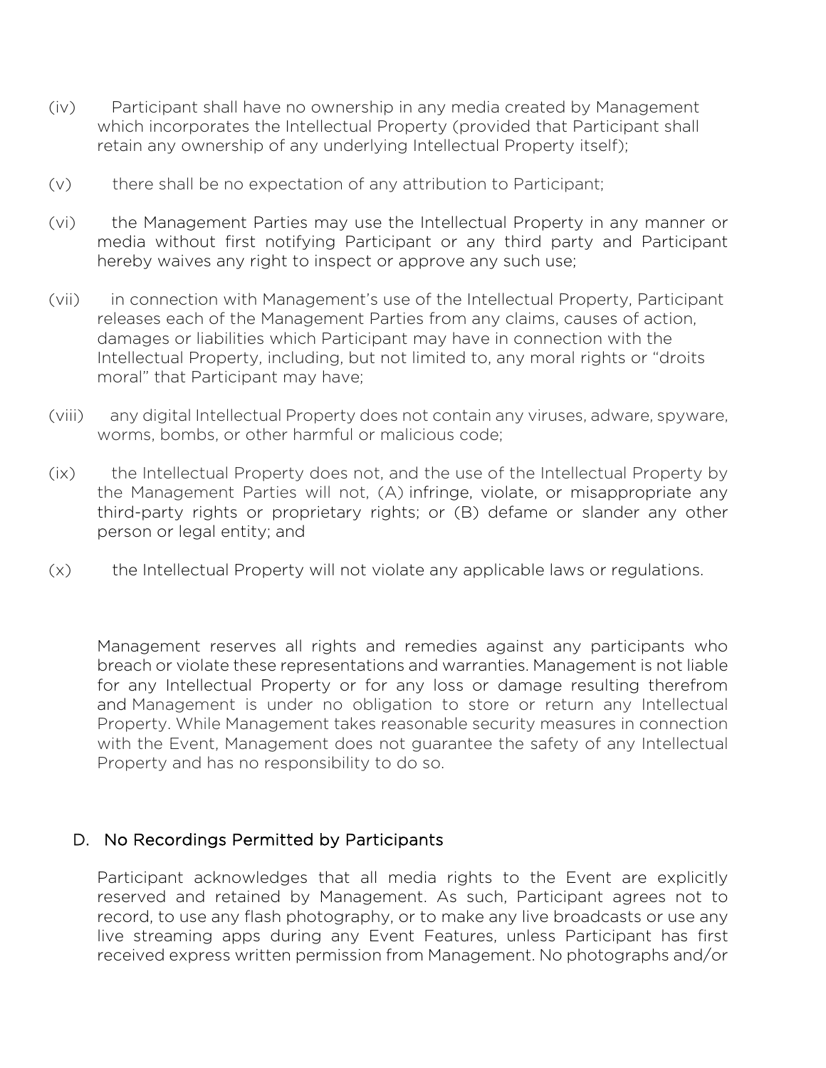(iv) Participant shall have no ownership in any media created by Management which incorporates the Intellectual Property (provided that Participant shall retain any ownership of any underlying Intellectual Property itself);

(v) there shall be no expectation of any attribution to Participant;

(vi) the Management Parties may use the Intellectual Property in any manner or media without first notifying Participant or any third party and Participant hereby waives any right to inspect or approve any such use;

(vii) in connection with Management's use of the Intellectual Property, Participant releases each of the Management Parties from any claims, causes of action, damages or liabilities which Participant may have in connection with the Intellectual Property, including, but not limited to, any moral rights or "droits moral" that Participant may have;

(viii) any digital Intellectual Property does not contain any viruses, adware, spyware, worms, bombs, or other harmful or malicious code;

(ix) the Intellectual Property does not, and the use of the Intellectual Property by the Management Parties will not, (A) infringe, violate, or misappropriate any third-party rights or proprietary rights; or (B) defame or slander any other person or legal entity; and

(x) the Intellectual Property will not violate any applicable laws or regulations.

Management reserves all rights and remedies against any participants who breach or violate these representations and warranties. Management is not liable for any Intellectual Property or for any loss or damage resulting therefrom and Management is under no obligation to store or return any Intellectual Property. While Management takes reasonable security measures in connection with the Event, Management does not guarantee the safety of any Intellectual Property and has no responsibility to do so.

## D. No Recordings Permitted by Participants

Participant acknowledges that all media rights to the Event are explicitly reserved and retained by Management. As such, Participant agrees not to record, to use any flash photography, or to make any live broadcasts or use any live streaming apps during any Event Features, unless Participant has first received express written permission from Management. No photographs and/or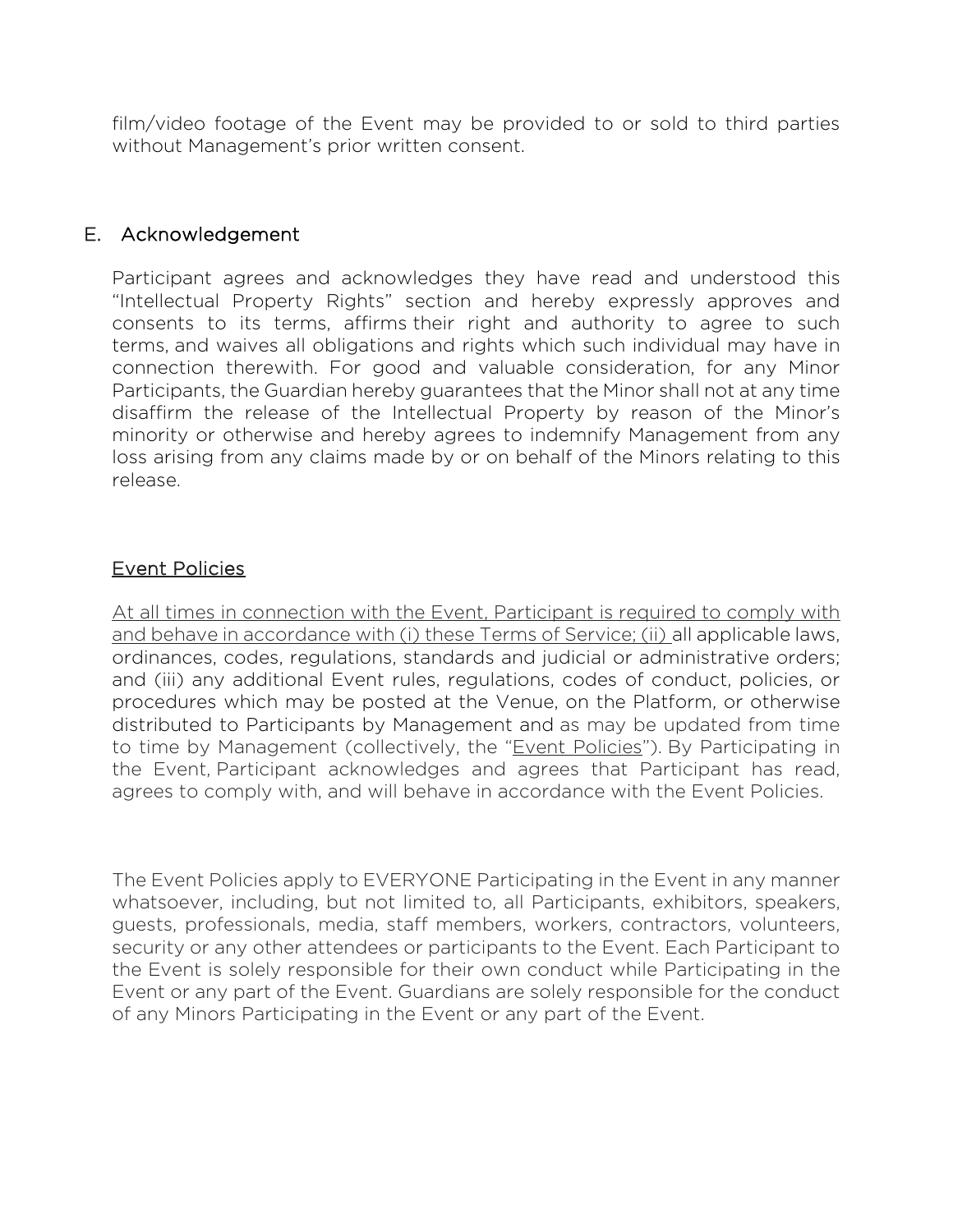film/video footage of the Event may be provided to or sold to third parties without Management's prior written consent.

## E. Acknowledgement

Participant agrees and acknowledges they have read and understood this "Intellectual Property Rights" section and hereby expressly approves and consents to its terms, affirms their right and authority to agree to such terms, and waives all obligations and rights which such individual may have in connection therewith. For good and valuable consideration, for any Minor Participants, the Guardian hereby guarantees that the Minor shall not at any time disaffirm the release of the Intellectual Property by reason of the Minor's minority or otherwise and hereby agrees to indemnify Management from any loss arising from any claims made by or on behalf of the Minors relating to this release.

## <u>Event Policies</u>

<u>At all times in connection with the Event, Participant is required to comply with and behave in accordance with (i) these Terms of Service; (ii)</u> all applicable laws, ordinances, codes, regulations, standards and judicial or administrative orders; and (iii) any additional Event rules, regulations, codes of conduct, policies, or procedures which may be posted at the Venue, on the Platform, or otherwise distributed to Participants by Management and as may be updated from time to time by Management (collectively, the "<u>Event Policies</u>"). By Participating in the Event, Participant acknowledges and agrees that Participant has read, agrees to comply with, and will behave in accordance with the Event Policies.

The Event Policies apply to EVERYONE Participating in the Event in any manner whatsoever, including, but not limited to, all Participants, exhibitors, speakers, guests, professionals, media, staff members, workers, contractors, volunteers, security or any other attendees or participants to the Event. Each Participant to the Event is solely responsible for their own conduct while Participating in the Event or any part of the Event. Guardians are solely responsible for the conduct of any Minors Participating in the Event or any part of the Event.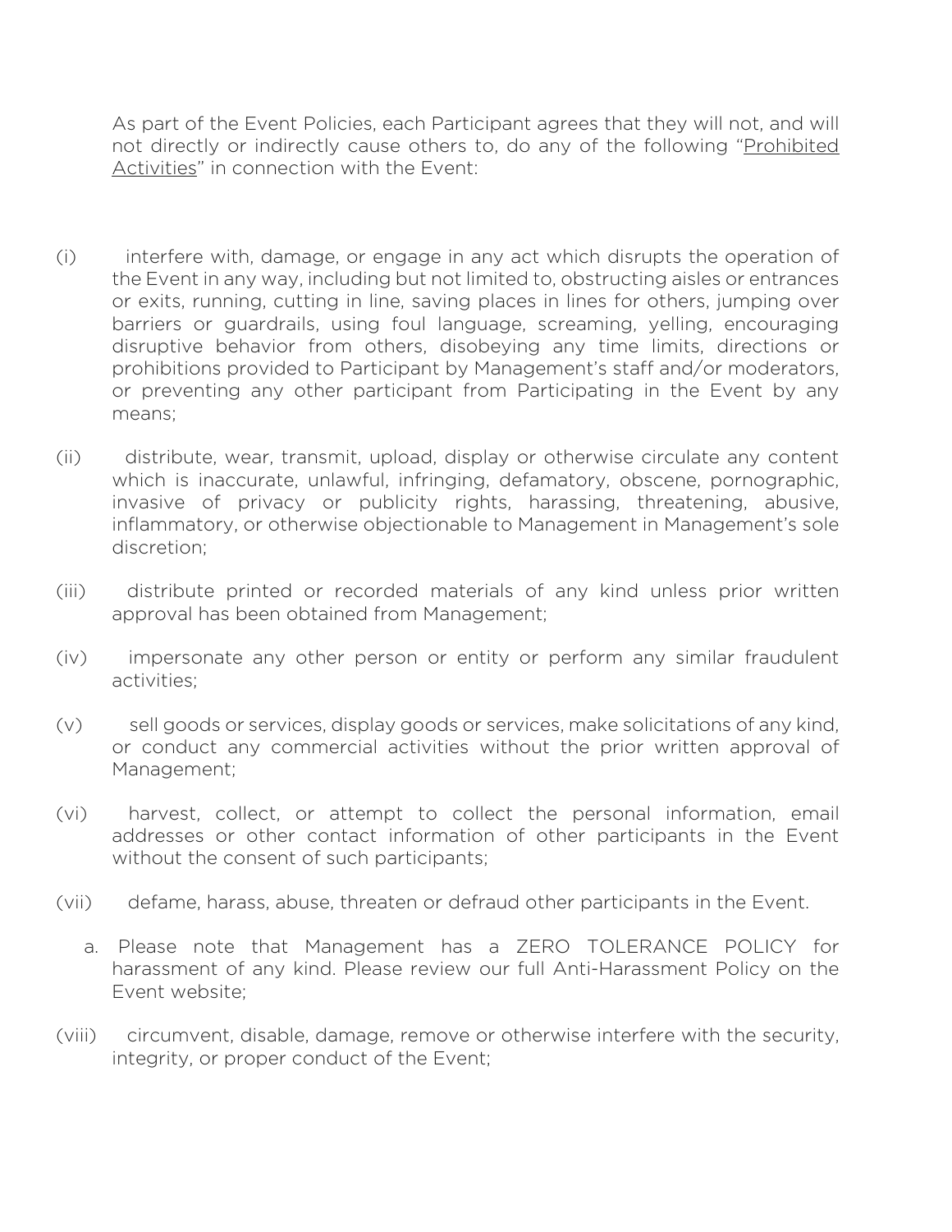As part of the Event Policies, each Participant agrees that they will not, and will not directly or indirectly cause others to, do any of the following "Prohibited Activities" in connection with the Event:

(i) interfere with, damage, or engage in any act which disrupts the operation of the Event in any way, including but not limited to, obstructing aisles or entrances or exits, running, cutting in line, saving places in lines for others, jumping over barriers or guardrails, using foul language, screaming, yelling, encouraging disruptive behavior from others, disobeying any time limits, directions or prohibitions provided to Participant by Management's staff and/or moderators, or preventing any other participant from Participating in the Event by any means;

(ii) distribute, wear, transmit, upload, display or otherwise circulate any content which is inaccurate, unlawful, infringing, defamatory, obscene, pornographic, invasive of privacy or publicity rights, harassing, threatening, abusive, inflammatory, or otherwise objectionable to Management in Management's sole discretion;

(iii) distribute printed or recorded materials of any kind unless prior written approval has been obtained from Management;

(iv) impersonate any other person or entity or perform any similar fraudulent activities;

(v) sell goods or services, display goods or services, make solicitations of any kind, or conduct any commercial activities without the prior written approval of Management;

(vi) harvest, collect, or attempt to collect the personal information, email addresses or other contact information of other participants in the Event without the consent of such participants;

(vii) defame, harass, abuse, threaten or defraud other participants in the Event.

   a. Please note that Management has a ZERO TOLERANCE POLICY for harassment of any kind. Please review our full Anti-Harassment Policy on the Event website;

(viii) circumvent, disable, damage, remove or otherwise interfere with the security, integrity, or proper conduct of the Event;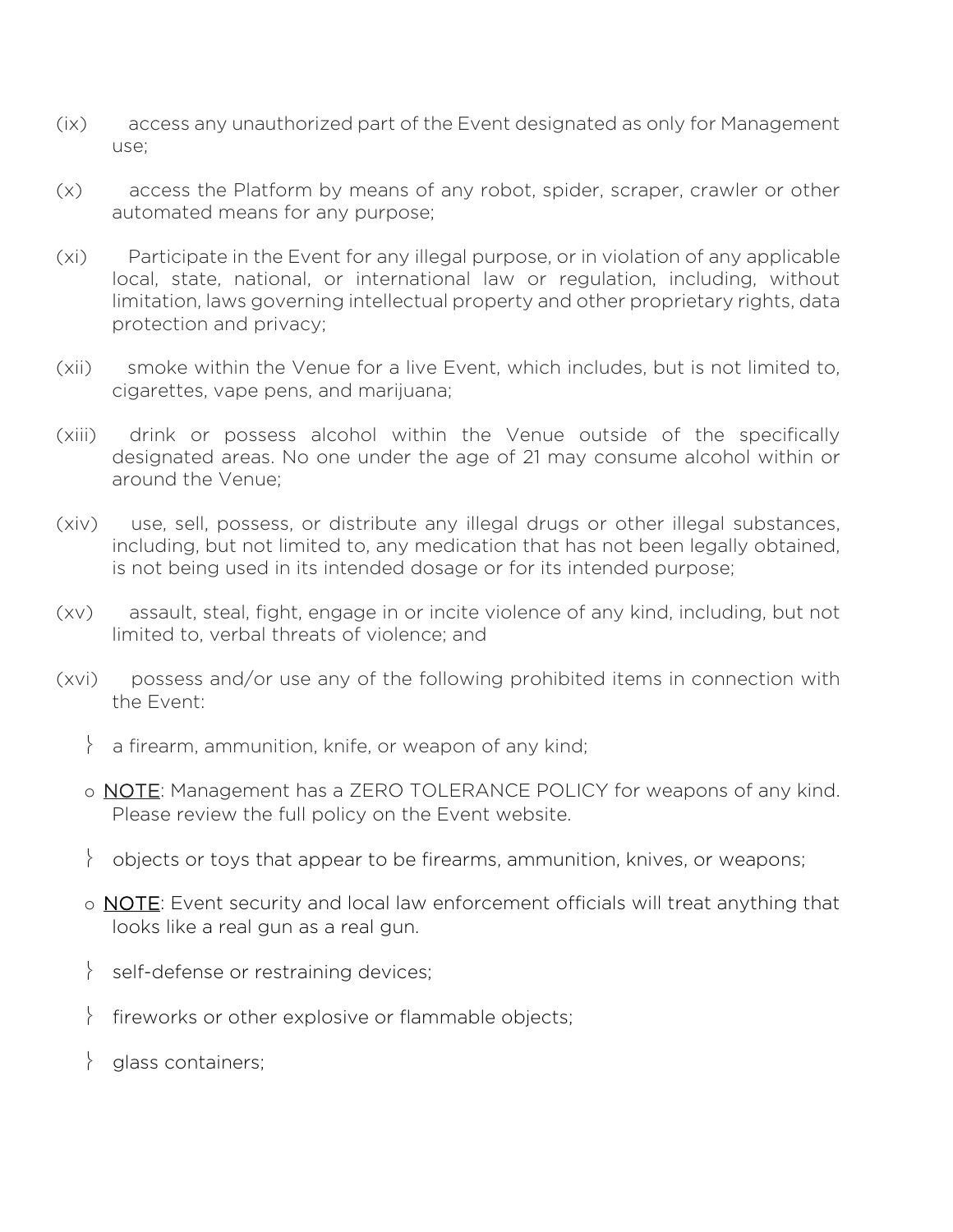(ix) access any unauthorized part of the Event designated as only for Management use;

(x) access the Platform by means of any robot, spider, scraper, crawler or other automated means for any purpose;

(xi) Participate in the Event for any illegal purpose, or in violation of any applicable local, state, national, or international law or regulation, including, without limitation, laws governing intellectual property and other proprietary rights, data protection and privacy;

(xii) smoke within the Venue for a live Event, which includes, but is not limited to, cigarettes, vape pens, and marijuana;

(xiii) drink or possess alcohol within the Venue outside of the specifically designated areas. No one under the age of 21 may consume alcohol within or around the Venue;

(xiv) use, sell, possess, or distribute any illegal drugs or other illegal substances, including, but not limited to, any medication that has not been legally obtained, is not being used in its intended dosage or for its intended purpose;

(xv) assault, steal, fight, engage in or incite violence of any kind, including, but not limited to, verbal threats of violence; and

(xvi) possess and/or use any of the following prohibited items in connection with the Event:

- a firearm, ammunition, knife, or weapon of any kind;
  - NOTE: Management has a ZERO TOLERANCE POLICY for weapons of any kind. Please review the full policy on the Event website.
- objects or toys that appear to be firearms, ammunition, knives, or weapons;
  - NOTE: Event security and local law enforcement officials will treat anything that looks like a real gun as a real gun.
- self-defense or restraining devices;
- fireworks or other explosive or flammable objects;
- glass containers;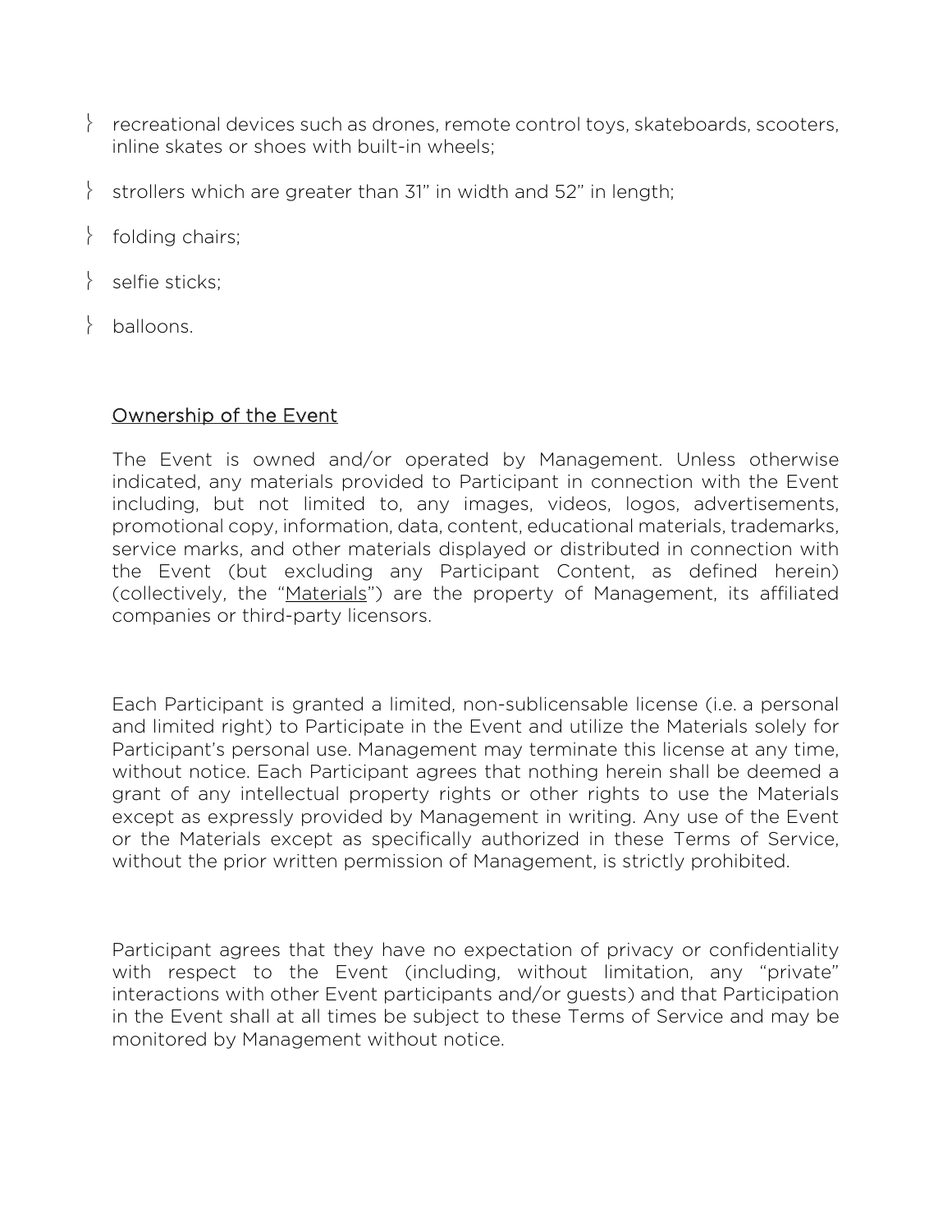- recreational devices such as drones, remote control toys, skateboards, scooters, inline skates or shoes with built-in wheels;
- strollers which are greater than 31" in width and 52" in length;
- folding chairs;
- selfie sticks;
- balloons.

<u>Ownership of the Event</u>

The Event is owned and/or operated by Management. Unless otherwise indicated, any materials provided to Participant in connection with the Event including, but not limited to, any images, videos, logos, advertisements, promotional copy, information, data, content, educational materials, trademarks, service marks, and other materials displayed or distributed in connection with the Event (but excluding any Participant Content, as defined herein) (collectively, the "<u>Materials</u>") are the property of Management, its affiliated companies or third-party licensors.

Each Participant is granted a limited, non-sublicensable license (i.e. a personal and limited right) to Participate in the Event and utilize the Materials solely for Participant's personal use. Management may terminate this license at any time, without notice. Each Participant agrees that nothing herein shall be deemed a grant of any intellectual property rights or other rights to use the Materials except as expressly provided by Management in writing. Any use of the Event or the Materials except as specifically authorized in these Terms of Service, without the prior written permission of Management, is strictly prohibited.

Participant agrees that they have no expectation of privacy or confidentiality with respect to the Event (including, without limitation, any "private" interactions with other Event participants and/or guests) and that Participation in the Event shall at all times be subject to these Terms of Service and may be monitored by Management without notice.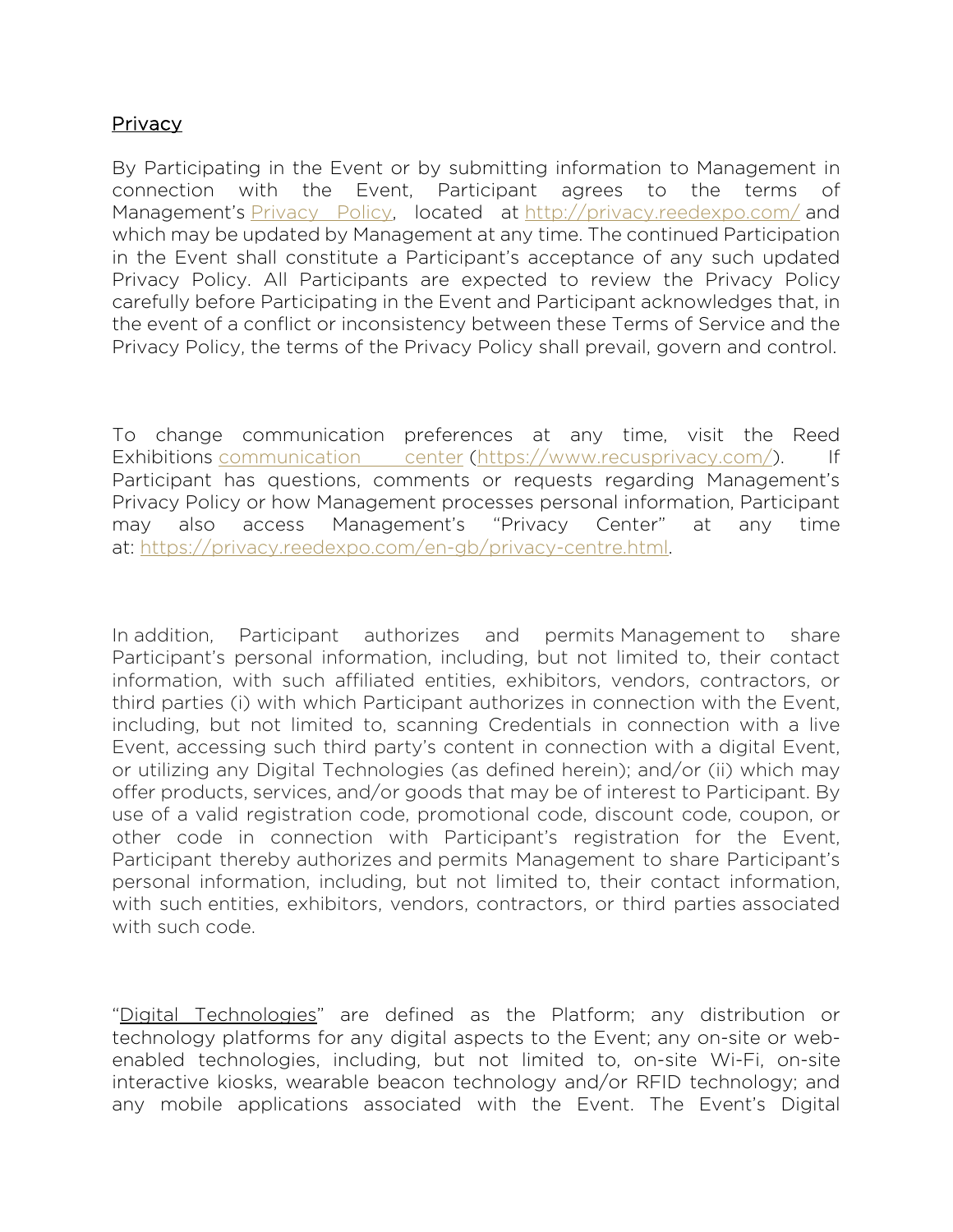## Privacy

By Participating in the Event or by submitting information to Management in connection with the Event, Participant agrees to the terms of Management's [Privacy Policy](http://privacy.reedexpo.com/), located at [http://privacy.reedexpo.com/](http://privacy.reedexpo.com/) and which may be updated by Management at any time. The continued Participation in the Event shall constitute a Participant's acceptance of any such updated Privacy Policy. All Participants are expected to review the Privacy Policy carefully before Participating in the Event and Participant acknowledges that, in the event of a conflict or inconsistency between these Terms of Service and the Privacy Policy, the terms of the Privacy Policy shall prevail, govern and control.

To change communication preferences at any time, visit the Reed Exhibitions [communication center](https://www.recusprivacy.com/) ([https://www.recusprivacy.com/](https://www.recusprivacy.com/)). If Participant has questions, comments or requests regarding Management's Privacy Policy or how Management processes personal information, Participant may also access Management's "Privacy Center" at any time at: [https://privacy.reedexpo.com/en-gb/privacy-centre.html](https://privacy.reedexpo.com/en-gb/privacy-centre.html).

In addition, Participant authorizes and permits Management to share Participant's personal information, including, but not limited to, their contact information, with such affiliated entities, exhibitors, vendors, contractors, or third parties (i) with which Participant authorizes in connection with the Event, including, but not limited to, scanning Credentials in connection with a live Event, accessing such third party's content in connection with a digital Event, or utilizing any Digital Technologies (as defined herein); and/or (ii) which may offer products, services, and/or goods that may be of interest to Participant. By use of a valid registration code, promotional code, discount code, coupon, or other code in connection with Participant's registration for the Event, Participant thereby authorizes and permits Management to share Participant's personal information, including, but not limited to, their contact information, with such entities, exhibitors, vendors, contractors, or third parties associated with such code.

"Digital Technologies" are defined as the Platform; any distribution or technology platforms for any digital aspects to the Event; any on-site or web-enabled technologies, including, but not limited to, on-site Wi-Fi, on-site interactive kiosks, wearable beacon technology and/or RFID technology; and any mobile applications associated with the Event. The Event's Digital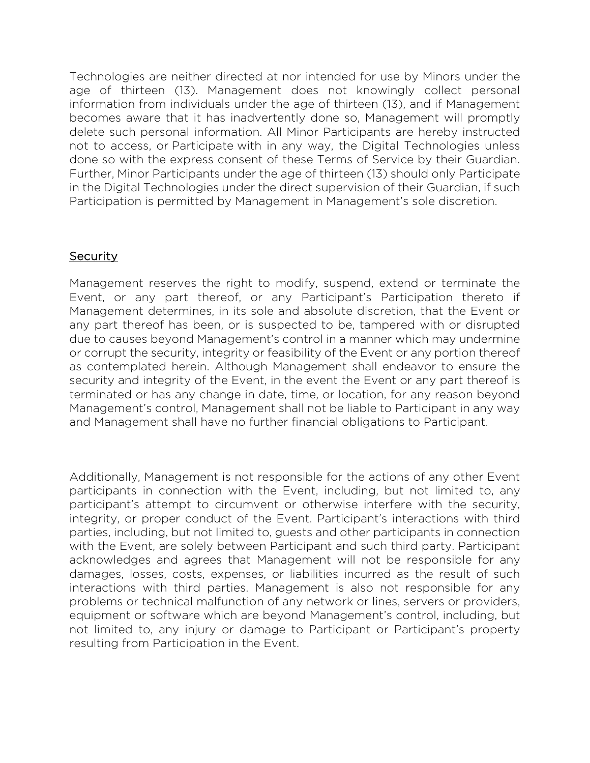Technologies are neither directed at nor intended for use by Minors under the age of thirteen (13). Management does not knowingly collect personal information from individuals under the age of thirteen (13), and if Management becomes aware that it has inadvertently done so, Management will promptly delete such personal information. All Minor Participants are hereby instructed not to access, or Participate with in any way, the Digital Technologies unless done so with the express consent of these Terms of Service by their Guardian. Further, Minor Participants under the age of thirteen (13) should only Participate in the Digital Technologies under the direct supervision of their Guardian, if such Participation is permitted by Management in Management's sole discretion.

## Security

Management reserves the right to modify, suspend, extend or terminate the Event, or any part thereof, or any Participant's Participation thereto if Management determines, in its sole and absolute discretion, that the Event or any part thereof has been, or is suspected to be, tampered with or disrupted due to causes beyond Management's control in a manner which may undermine or corrupt the security, integrity or feasibility of the Event or any portion thereof as contemplated herein. Although Management shall endeavor to ensure the security and integrity of the Event, in the event the Event or any part thereof is terminated or has any change in date, time, or location, for any reason beyond Management's control, Management shall not be liable to Participant in any way and Management shall have no further financial obligations to Participant.

Additionally, Management is not responsible for the actions of any other Event participants in connection with the Event, including, but not limited to, any participant's attempt to circumvent or otherwise interfere with the security, integrity, or proper conduct of the Event. Participant's interactions with third parties, including, but not limited to, guests and other participants in connection with the Event, are solely between Participant and such third party. Participant acknowledges and agrees that Management will not be responsible for any damages, losses, costs, expenses, or liabilities incurred as the result of such interactions with third parties. Management is also not responsible for any problems or technical malfunction of any network or lines, servers or providers, equipment or software which are beyond Management's control, including, but not limited to, any injury or damage to Participant or Participant's property resulting from Participation in the Event.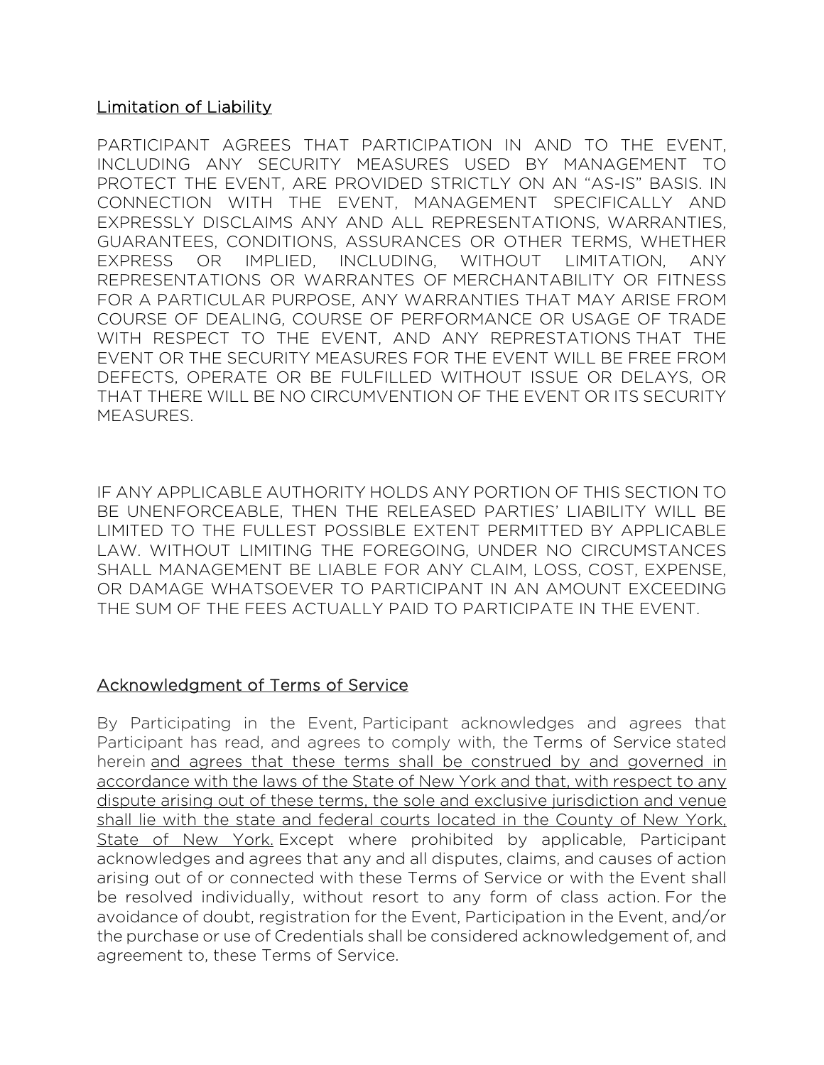## Limitation of Liability

PARTICIPANT AGREES THAT PARTICIPATION IN AND TO THE EVENT, INCLUDING ANY SECURITY MEASURES USED BY MANAGEMENT TO PROTECT THE EVENT, ARE PROVIDED STRICTLY ON AN "AS-IS" BASIS. IN CONNECTION WITH THE EVENT, MANAGEMENT SPECIFICALLY AND EXPRESSLY DISCLAIMS ANY AND ALL REPRESENTATIONS, WARRANTIES, GUARANTEES, CONDITIONS, ASSURANCES OR OTHER TERMS, WHETHER EXPRESS OR IMPLIED, INCLUDING, WITHOUT LIMITATION, ANY REPRESENTATIONS OR WARRANTES OF MERCHANTABILITY OR FITNESS FOR A PARTICULAR PURPOSE, ANY WARRANTIES THAT MAY ARISE FROM COURSE OF DEALING, COURSE OF PERFORMANCE OR USAGE OF TRADE WITH RESPECT TO THE EVENT, AND ANY REPRESTATIONS THAT THE EVENT OR THE SECURITY MEASURES FOR THE EVENT WILL BE FREE FROM DEFECTS, OPERATE OR BE FULFILLED WITHOUT ISSUE OR DELAYS, OR THAT THERE WILL BE NO CIRCUMVENTION OF THE EVENT OR ITS SECURITY MEASURES.

IF ANY APPLICABLE AUTHORITY HOLDS ANY PORTION OF THIS SECTION TO BE UNENFORCEABLE, THEN THE RELEASED PARTIES' LIABILITY WILL BE LIMITED TO THE FULLEST POSSIBLE EXTENT PERMITTED BY APPLICABLE LAW. WITHOUT LIMITING THE FOREGOING, UNDER NO CIRCUMSTANCES SHALL MANAGEMENT BE LIABLE FOR ANY CLAIM, LOSS, COST, EXPENSE, OR DAMAGE WHATSOEVER TO PARTICIPANT IN AN AMOUNT EXCEEDING THE SUM OF THE FEES ACTUALLY PAID TO PARTICIPATE IN THE EVENT.

## Acknowledgment of Terms of Service

By Participating in the Event, Participant acknowledges and agrees that Participant has read, and agrees to comply with, the Terms of Service stated herein <u>and agrees that these terms shall be construed by and governed in accordance with the laws of the State of New York and that, with respect to any dispute arising out of these terms, the sole and exclusive jurisdiction and venue shall lie with the state and federal courts located in the County of New York, State of New York.</u> Except where prohibited by applicable, Participant acknowledges and agrees that any and all disputes, claims, and causes of action arising out of or connected with these Terms of Service or with the Event shall be resolved individually, without resort to any form of class action. For the avoidance of doubt, registration for the Event, Participation in the Event, and/or the purchase or use of Credentials shall be considered acknowledgement of, and agreement to, these Terms of Service.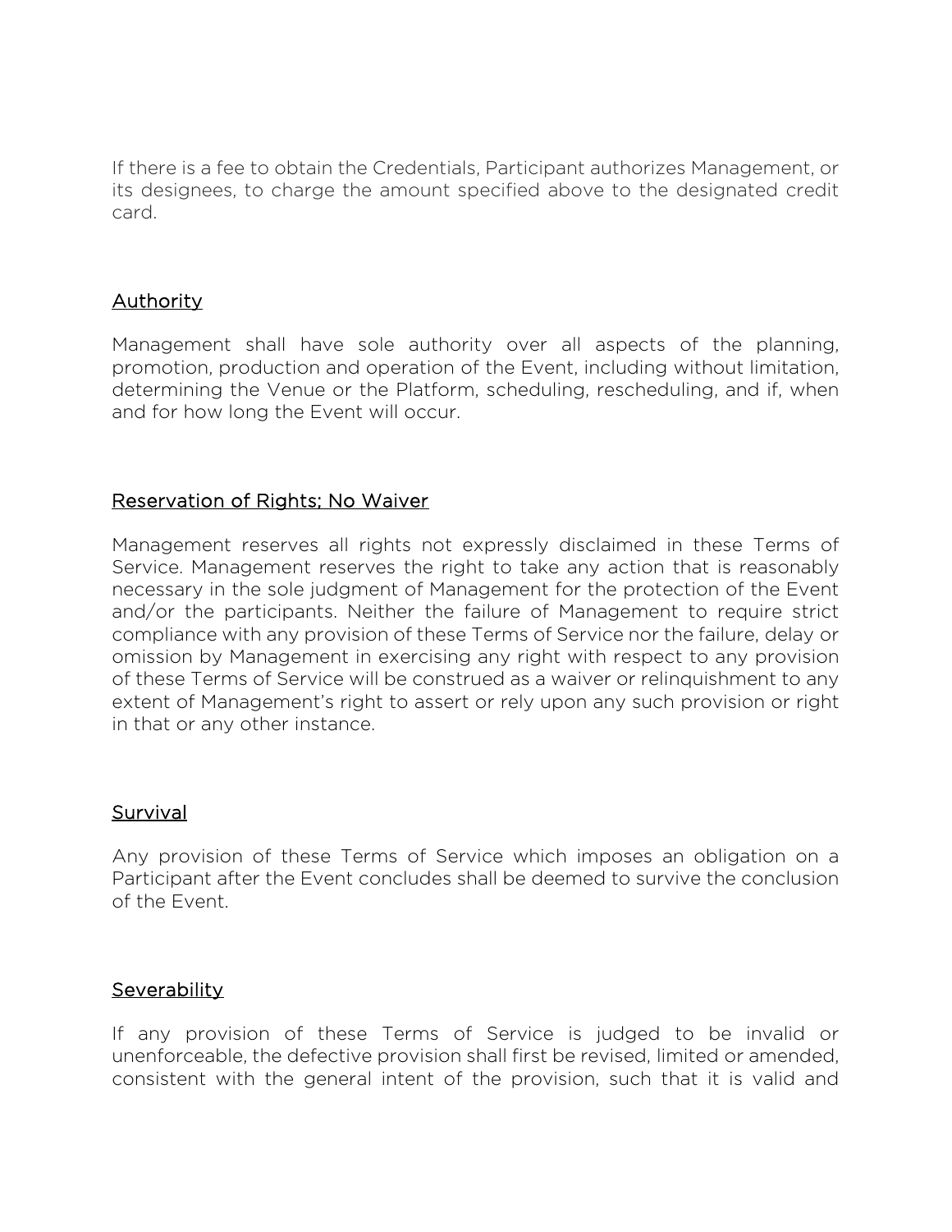If there is a fee to obtain the Credentials, Participant authorizes Management, or its designees, to charge the amount specified above to the designated credit card.

## Authority

Management shall have sole authority over all aspects of the planning, promotion, production and operation of the Event, including without limitation, determining the Venue or the Platform, scheduling, rescheduling, and if, when and for how long the Event will occur.

## Reservation of Rights; No Waiver

Management reserves all rights not expressly disclaimed in these Terms of Service. Management reserves the right to take any action that is reasonably necessary in the sole judgment of Management for the protection of the Event and/or the participants. Neither the failure of Management to require strict compliance with any provision of these Terms of Service nor the failure, delay or omission by Management in exercising any right with respect to any provision of these Terms of Service will be construed as a waiver or relinquishment to any extent of Management's right to assert or rely upon any such provision or right in that or any other instance.

## Survival

Any provision of these Terms of Service which imposes an obligation on a Participant after the Event concludes shall be deemed to survive the conclusion of the Event.

## Severability

If any provision of these Terms of Service is judged to be invalid or unenforceable, the defective provision shall first be revised, limited or amended, consistent with the general intent of the provision, such that it is valid and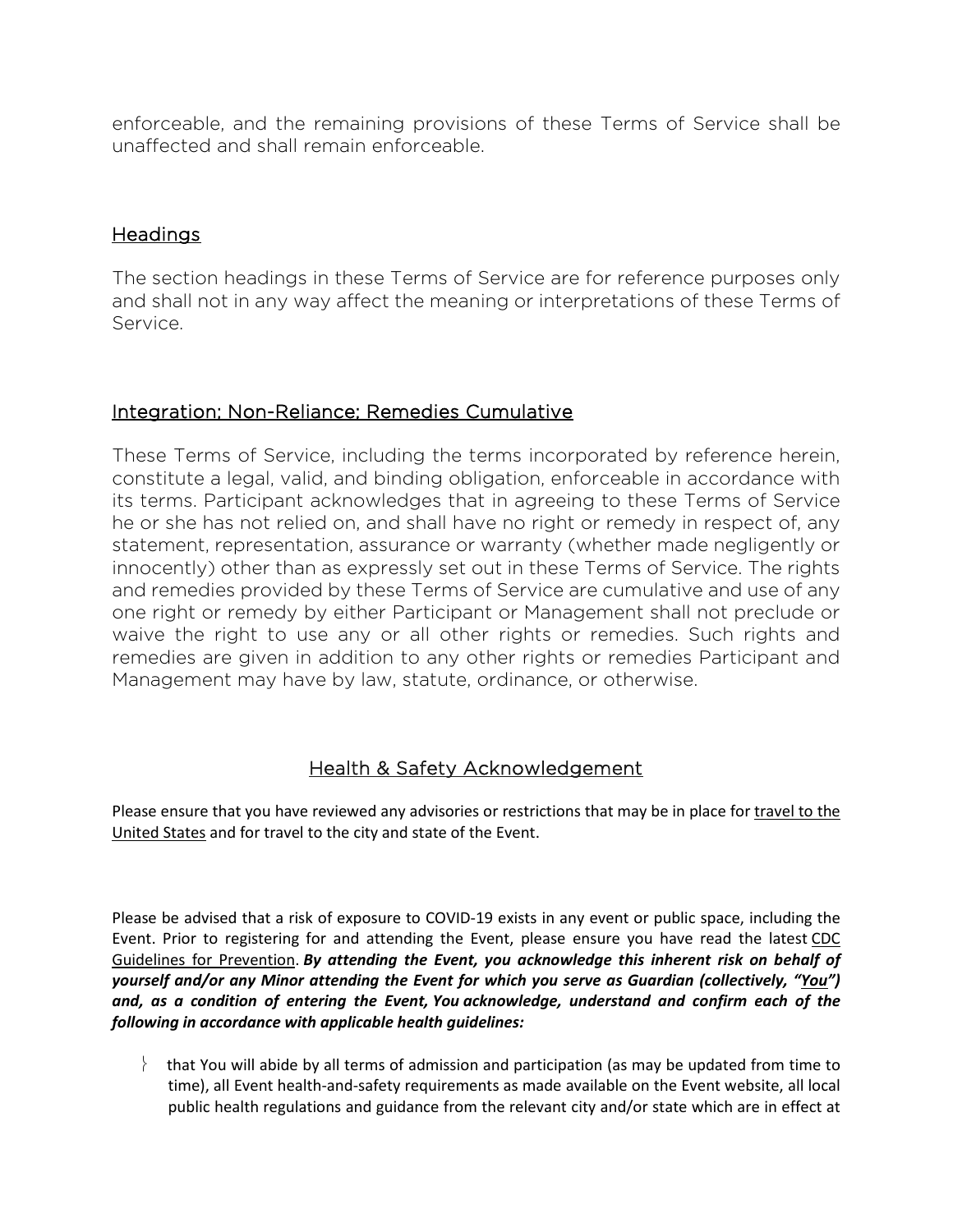enforceable, and the remaining provisions of these Terms of Service shall be unaffected and shall remain enforceable.

## Headings

The section headings in these Terms of Service are for reference purposes only and shall not in any way affect the meaning or interpretations of these Terms of Service.

## Integration; Non-Reliance; Remedies Cumulative

These Terms of Service, including the terms incorporated by reference herein, constitute a legal, valid, and binding obligation, enforceable in accordance with its terms. Participant acknowledges that in agreeing to these Terms of Service he or she has not relied on, and shall have no right or remedy in respect of, any statement, representation, assurance or warranty (whether made negligently or innocently) other than as expressly set out in these Terms of Service. The rights and remedies provided by these Terms of Service are cumulative and use of any one right or remedy by either Participant or Management shall not preclude or waive the right to use any or all other rights or remedies. Such rights and remedies are given in addition to any other rights or remedies Participant and Management may have by law, statute, ordinance, or otherwise.

# Health & Safety Acknowledgement

Please ensure that you have reviewed any advisories or restrictions that may be in place for travel to the United States and for travel to the city and state of the Event.

Please be advised that a risk of exposure to COVID-19 exists in any event or public space, including the Event. Prior to registering for and attending the Event, please ensure you have read the latest CDC Guidelines for Prevention. ***By attending the Event, you acknowledge this inherent risk on behalf of yourself and/or any Minor attending the Event for which you serve as Guardian (collectively, "You") and, as a condition of entering the Event, You acknowledge, understand and confirm each of the following in accordance with applicable health guidelines:***

- that You will abide by all terms of admission and participation (as may be updated from time to time), all Event health-and-safety requirements as made available on the Event website, all local public health regulations and guidance from the relevant city and/or state which are in effect at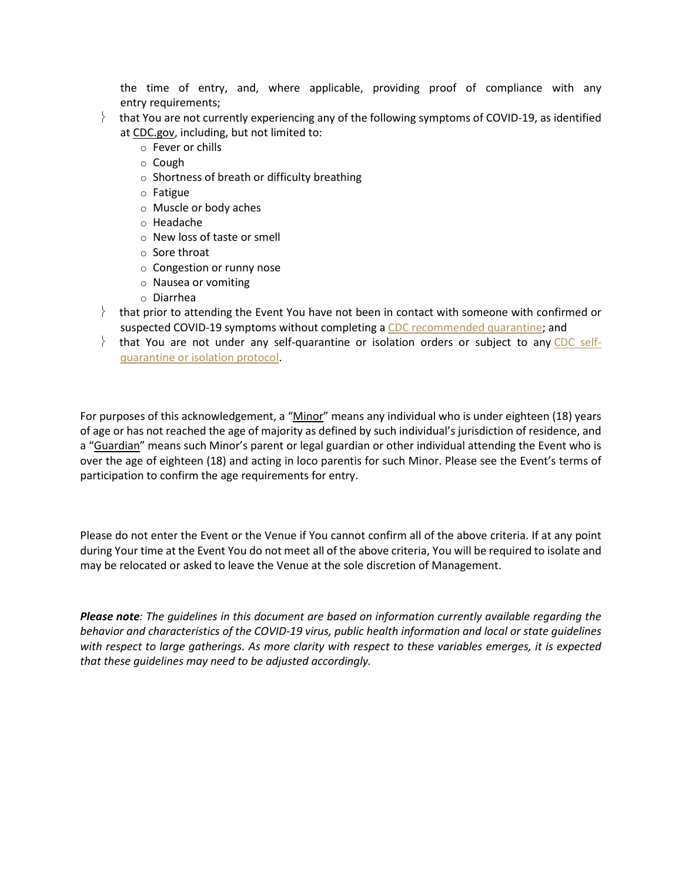the time of entry, and, where applicable, providing proof of compliance with any entry requirements;

- that You are not currently experiencing any of the following symptoms of COVID-19, as identified at CDC.gov, including, but not limited to:
    - Fever or chills
    - Cough
    - Shortness of breath or difficulty breathing
    - Fatigue
    - Muscle or body aches
    - Headache
    - New loss of taste or smell
    - Sore throat
    - Congestion or runny nose
    - Nausea or vomiting
    - Diarrhea
- that prior to attending the Event You have not been in contact with someone with confirmed or suspected COVID-19 symptoms without completing a CDC recommended quarantine; and
- that You are not under any self-quarantine or isolation orders or subject to any CDC self-quarantine or isolation protocol.

For purposes of this acknowledgement, a "Minor" means any individual who is under eighteen (18) years of age or has not reached the age of majority as defined by such individual's jurisdiction of residence, and a "Guardian" means such Minor's parent or legal guardian or other individual attending the Event who is over the age of eighteen (18) and acting in loco parentis for such Minor. Please see the Event's terms of participation to confirm the age requirements for entry.

Please do not enter the Event or the Venue if You cannot confirm all of the above criteria. If at any point during Your time at the Event You do not meet all of the above criteria, You will be required to isolate and may be relocated or asked to leave the Venue at the sole discretion of Management.

***Please note**: The guidelines in this document are based on information currently available regarding the behavior and characteristics of the COVID-19 virus, public health information and local or state guidelines with respect to large gatherings. As more clarity with respect to these variables emerges, it is expected that these guidelines may need to be adjusted accordingly.*